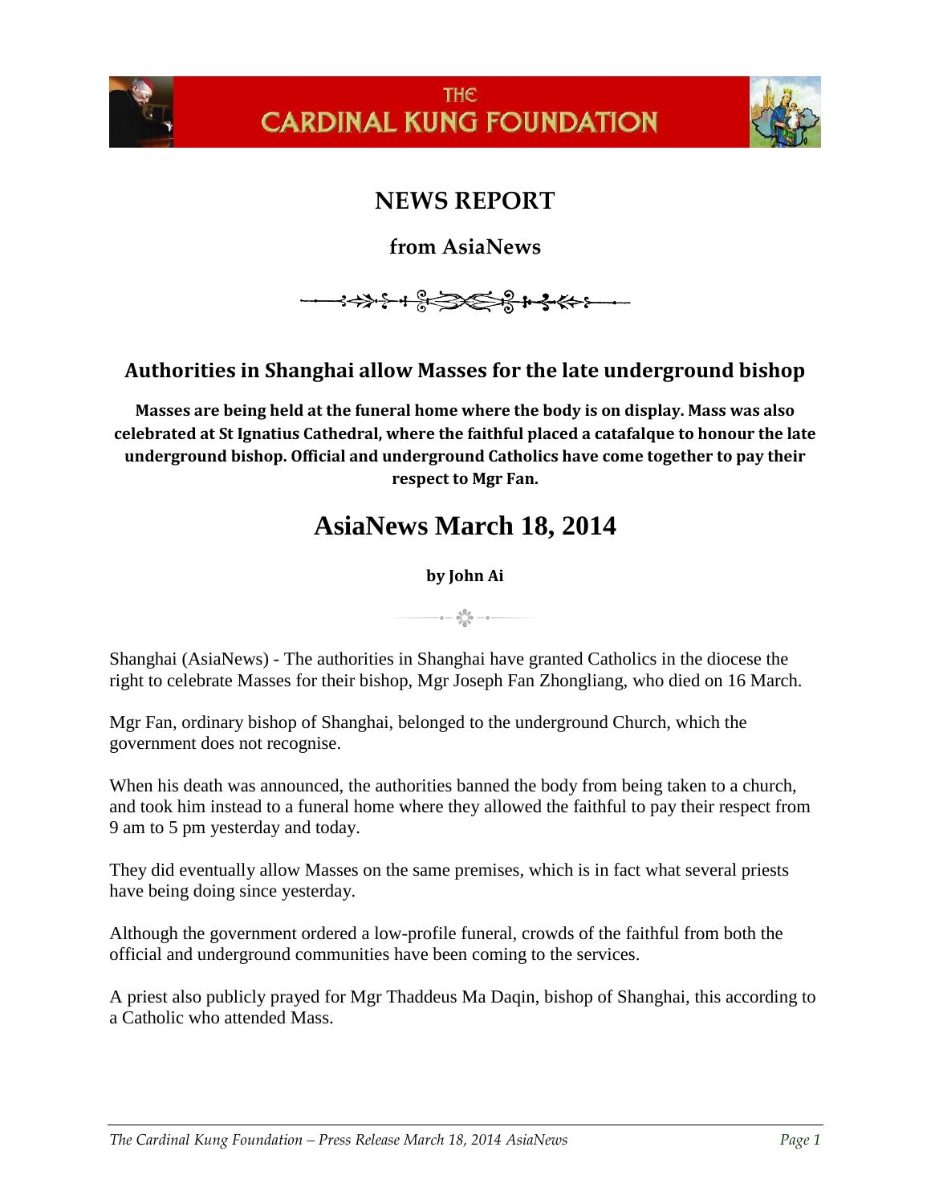THE CARDINAL KUNG FOUNDATION

# NEWS REPORT

## from AsiaNews

## Authorities in Shanghai allow Masses for the late underground bishop

**Masses are being held at the funeral home where the body is on display. Mass was also celebrated at St Ignatius Cathedral, where the faithful placed a catafalque to honour the late underground bishop. Official and underground Catholics have come together to pay their respect to Mgr Fan.**

# AsiaNews March 18, 2014

**by John Ai**

Shanghai (AsiaNews) - The authorities in Shanghai have granted Catholics in the diocese the right to celebrate Masses for their bishop, Mgr Joseph Fan Zhongliang, who died on 16 March.

Mgr Fan, ordinary bishop of Shanghai, belonged to the underground Church, which the government does not recognise.

When his death was announced, the authorities banned the body from being taken to a church, and took him instead to a funeral home where they allowed the faithful to pay their respect from 9 am to 5 pm yesterday and today.

They did eventually allow Masses on the same premises, which is in fact what several priests have being doing since yesterday.

Although the government ordered a low-profile funeral, crowds of the faithful from both the official and underground communities have been coming to the services.

A priest also publicly prayed for Mgr Thaddeus Ma Daqin, bishop of Shanghai, this according to a Catholic who attended Mass.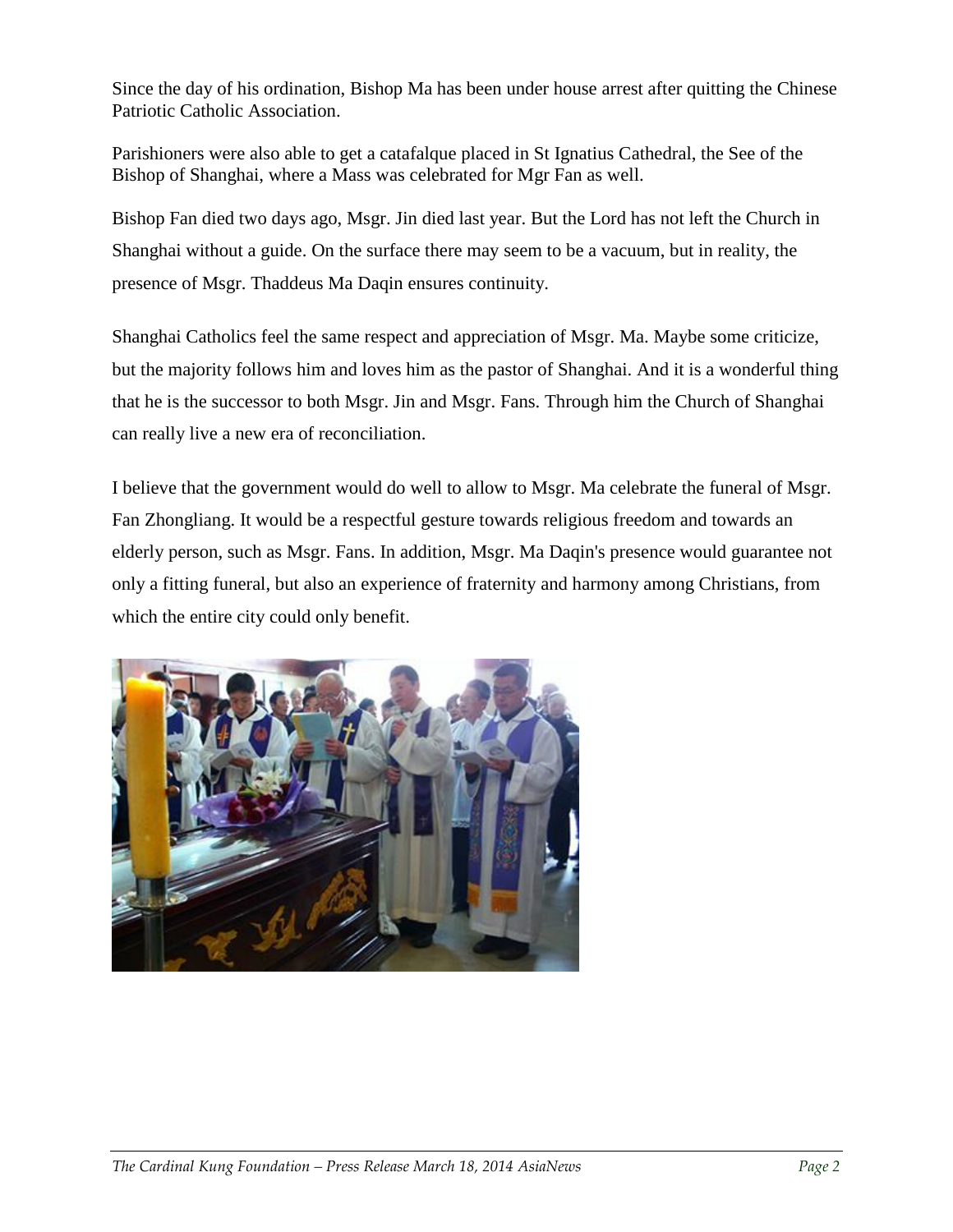Since the day of his ordination, Bishop Ma has been under house arrest after quitting the Chinese Patriotic Catholic Association.

Parishioners were also able to get a catafalque placed in St Ignatius Cathedral, the See of the Bishop of Shanghai, where a Mass was celebrated for Mgr Fan as well.

Bishop Fan died two days ago, Msgr. Jin died last year. But the Lord has not left the Church in Shanghai without a guide. On the surface there may seem to be a vacuum, but in reality, the presence of Msgr. Thaddeus Ma Daqin ensures continuity.

Shanghai Catholics feel the same respect and appreciation of Msgr. Ma. Maybe some criticize, but the majority follows him and loves him as the pastor of Shanghai. And it is a wonderful thing that he is the successor to both Msgr. Jin and Msgr. Fans. Through him the Church of Shanghai can really live a new era of reconciliation.

I believe that the government would do well to allow to Msgr. Ma celebrate the funeral of Msgr. Fan Zhongliang. It would be a respectful gesture towards religious freedom and towards an elderly person, such as Msgr. Fans. In addition, Msgr. Ma Daqin's presence would guarantee not only a fitting funeral, but also an experience of fraternity and harmony among Christians, from which the entire city could only benefit.